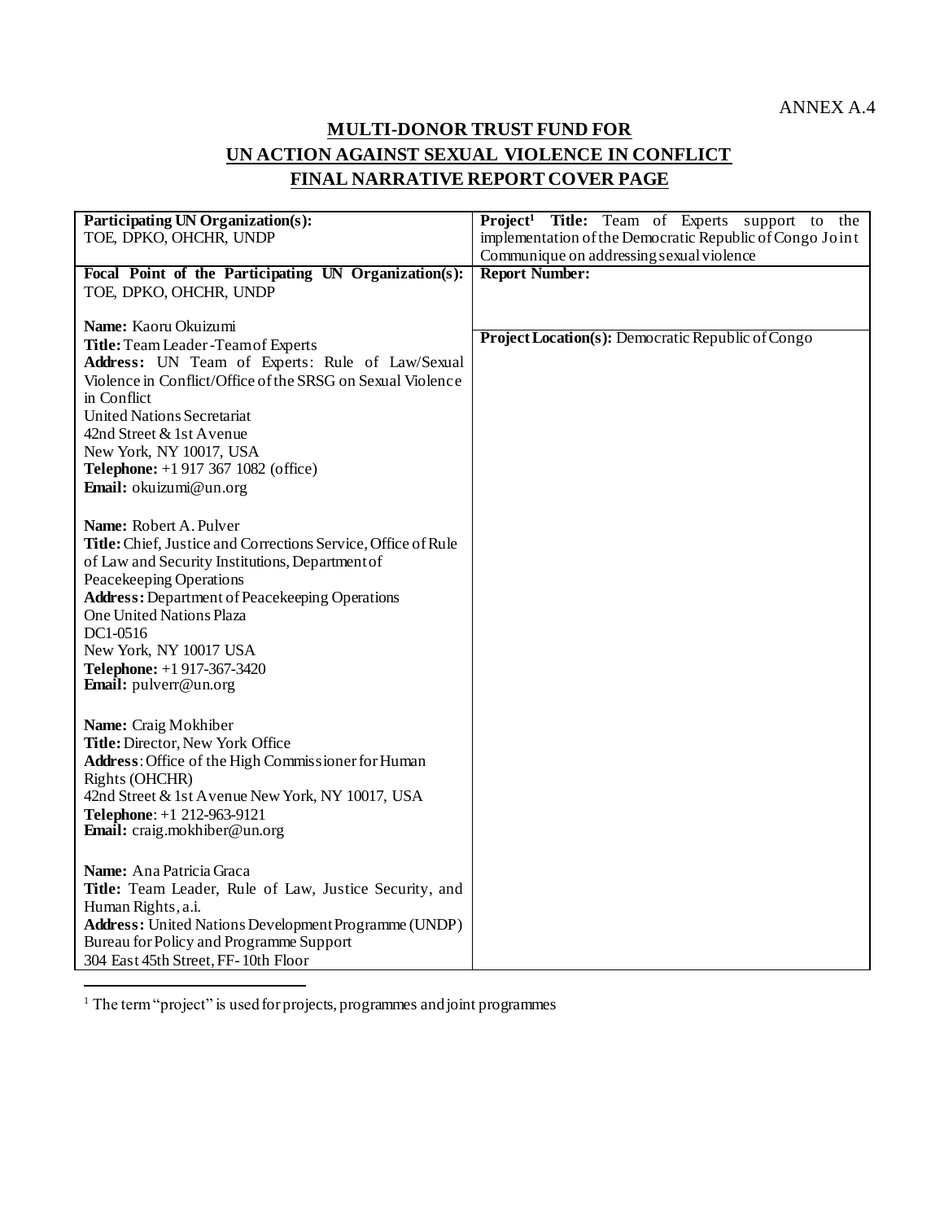ANNEX A.4

# MULTI-DONOR TRUST FUND FOR
# UN ACTION AGAINST SEXUAL VIOLENCE IN CONFLICT
# FINAL NARRATIVE REPORT COVER PAGE

| **Participating UN Organization(s):** TOE, DPKO, OHCHR, UNDP | **Project[1] Title:** Team of Experts support to the implementation of the Democratic Republic of Congo Joint Communique on addressing sexual violence |
|---|---|
| **Focal Point of the Participating UN Organization(s):** TOE, DPKO, OHCHR, UNDP<br><br>**Name:** Kaoru Okuizumi<br>**Title:** Team Leader -Team of Experts<br>**Address:** UN Team of Experts: Rule of Law/Sexual Violence in Conflict/Office of the SRSG on Sexual Violence in Conflict<br>United Nations Secretariat<br>42nd Street & 1st Avenue<br>New York, NY 10017, USA<br>**Telephone:** +1 917 367 1082 (office)<br>**Email:** okuizumi@un.org<br><br>**Name:** Robert A. Pulver<br>**Title:** Chief, Justice and Corrections Service, Office of Rule of Law and Security Institutions, Department of Peacekeeping Operations<br>**Address:** Department of Peacekeeping Operations<br>One United Nations Plaza<br>DC1-0516<br>New York, NY 10017 USA<br>**Telephone:** +1 917-367-3420<br>**Email:** pulverr@un.org<br><br>**Name:** Craig Mokhiber<br>**Title:** Director, New York Office<br>**Address**: Office of the High Commissioner for Human Rights (OHCHR)<br>42nd Street & 1st Avenue New York, NY 10017, USA<br>**Telephone**: +1 212-963-9121<br>**Email:** craig.mokhiber@un.org<br><br>**Name:** Ana Patricia Graca<br>**Title:** Team Leader, Rule of Law, Justice Security, and Human Rights, a.i.<br>**Address:** United Nations Development Programme (UNDP)<br>Bureau for Policy and Programme Support<br>304 East 45th Street, FF-10th Floor | **Report Number:**<br><br>**Project Location(s):** Democratic Republic of Congo |

[1] The term "project" is used for projects, programmes and joint programmes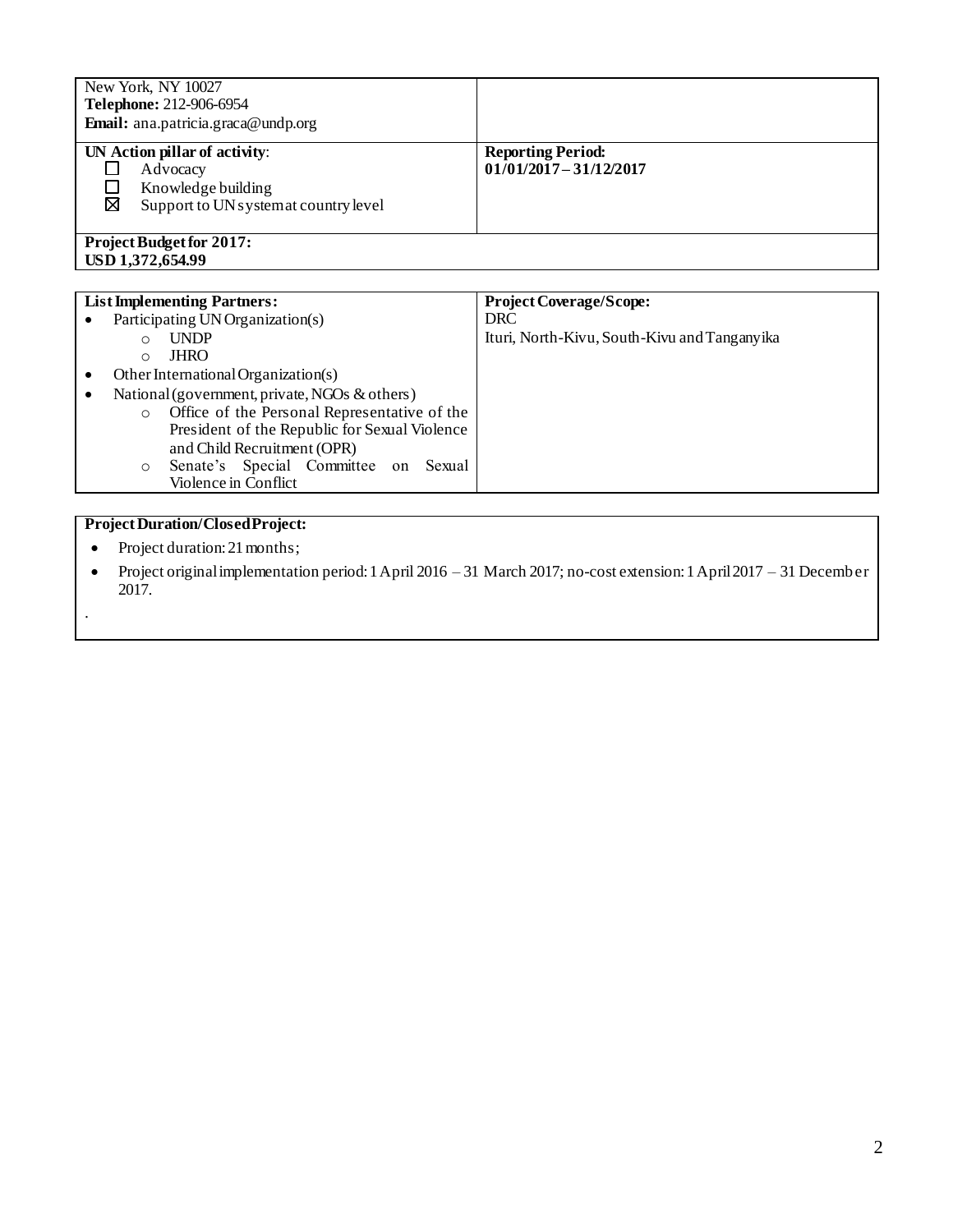| New York, NY 10027<br>**Telephone:** 212-906-6954<br>**Email:** ana.patricia.graca@undp.org | |
|---|---|
| **UN Action pillar of activity**:<br>☐ Advocacy<br>☐ Knowledge building<br>☒ Support to UN system at country level | **Reporting Period:**<br>**01/01/2017 – 31/12/2017** |
| **Project Budget for 2017:**<br>**USD 1,372,654.99** | |

| **List Implementing Partners:** | **Project Coverage/Scope:** |
|---|---|
| • Participating UN Organization(s)<br>  ○ UNDP<br>  ○ JHRO<br>• Other International Organization(s)<br>• National (government, private, NGOs & others)<br>  ○ Office of the Personal Representative of the President of the Republic for Sexual Violence and Child Recruitment (OPR)<br>  ○ Senate's Special Committee on Sexual Violence in Conflict | DRC<br>Ituri, North-Kivu, South-Kivu and Tanganyika |

**Project Duration/Closed Project:**

- Project duration: 21 months;
- Project original implementation period: 1 April 2016 – 31 March 2017; no-cost extension: 1 April 2017 – 31 December 2017.

.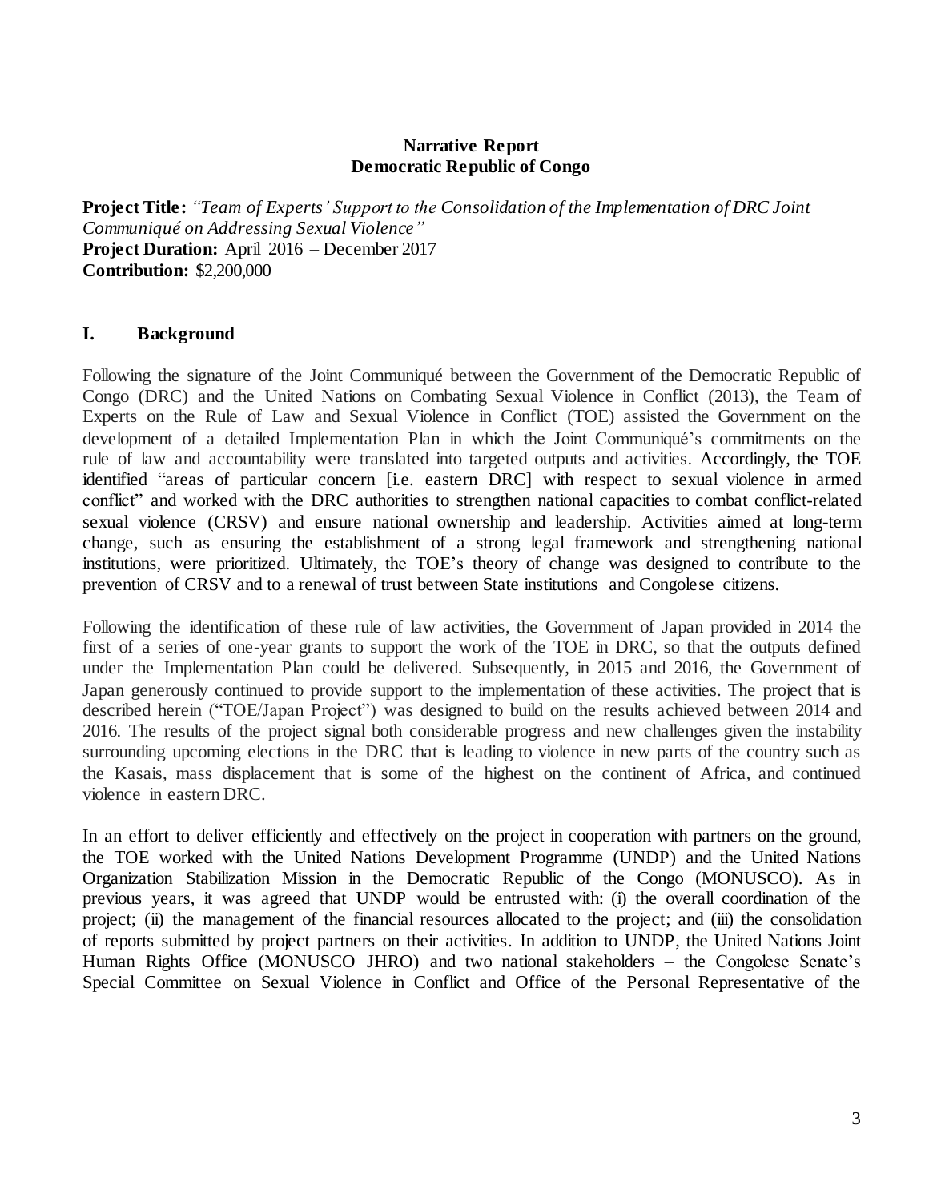**Narrative Report**
**Democratic Republic of Congo**

**Project Title:** *"Team of Experts' Support to the Consolidation of the Implementation of DRC Joint Communiqué on Addressing Sexual Violence"*
**Project Duration:** April 2016 – December 2017
**Contribution:** $2,200,000

## I. Background

Following the signature of the Joint Communiqué between the Government of the Democratic Republic of Congo (DRC) and the United Nations on Combating Sexual Violence in Conflict (2013), the Team of Experts on the Rule of Law and Sexual Violence in Conflict (TOE) assisted the Government on the development of a detailed Implementation Plan in which the Joint Communiqué's commitments on the rule of law and accountability were translated into targeted outputs and activities. Accordingly, the TOE identified "areas of particular concern [i.e. eastern DRC] with respect to sexual violence in armed conflict" and worked with the DRC authorities to strengthen national capacities to combat conflict-related sexual violence (CRSV) and ensure national ownership and leadership. Activities aimed at long-term change, such as ensuring the establishment of a strong legal framework and strengthening national institutions, were prioritized. Ultimately, the TOE's theory of change was designed to contribute to the prevention of CRSV and to a renewal of trust between State institutions and Congolese citizens.

Following the identification of these rule of law activities, the Government of Japan provided in 2014 the first of a series of one-year grants to support the work of the TOE in DRC, so that the outputs defined under the Implementation Plan could be delivered. Subsequently, in 2015 and 2016, the Government of Japan generously continued to provide support to the implementation of these activities. The project that is described herein ("TOE/Japan Project") was designed to build on the results achieved between 2014 and 2016. The results of the project signal both considerable progress and new challenges given the instability surrounding upcoming elections in the DRC that is leading to violence in new parts of the country such as the Kasais, mass displacement that is some of the highest on the continent of Africa, and continued violence in eastern DRC.

In an effort to deliver efficiently and effectively on the project in cooperation with partners on the ground, the TOE worked with the United Nations Development Programme (UNDP) and the United Nations Organization Stabilization Mission in the Democratic Republic of the Congo (MONUSCO). As in previous years, it was agreed that UNDP would be entrusted with: (i) the overall coordination of the project; (ii) the management of the financial resources allocated to the project; and (iii) the consolidation of reports submitted by project partners on their activities. In addition to UNDP, the United Nations Joint Human Rights Office (MONUSCO JHRO) and two national stakeholders – the Congolese Senate's Special Committee on Sexual Violence in Conflict and Office of the Personal Representative of the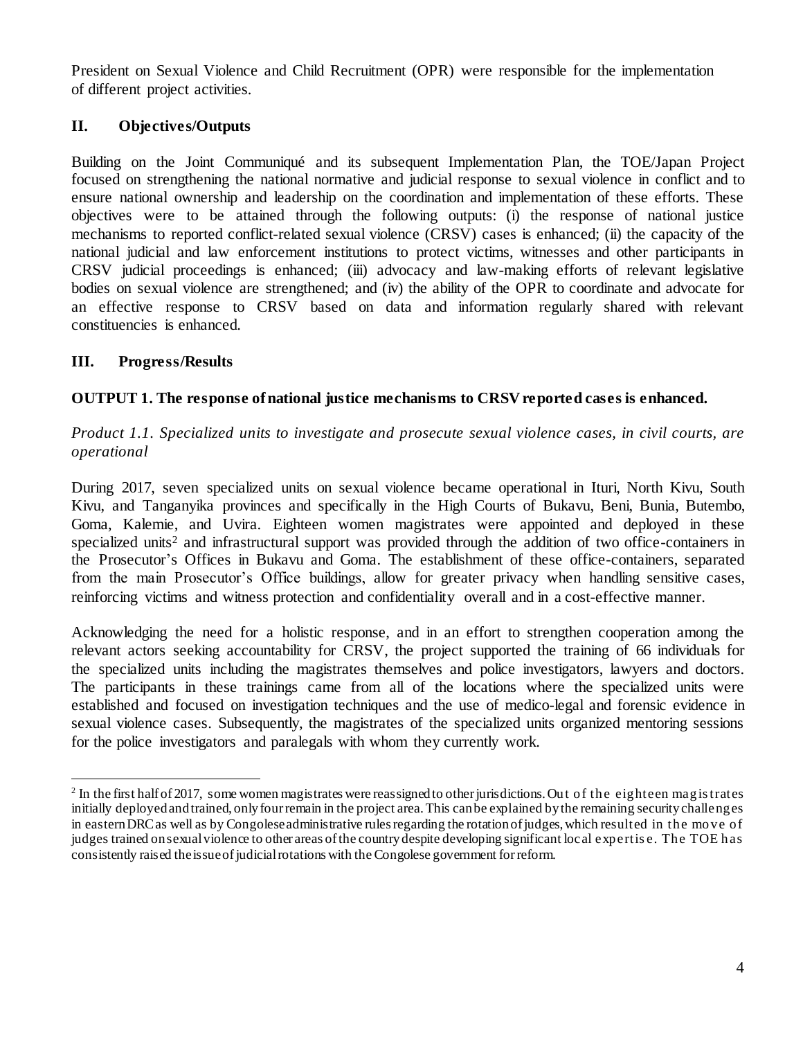President on Sexual Violence and Child Recruitment (OPR) were responsible for the implementation of different project activities.

## II. Objectives/Outputs

Building on the Joint Communiqué and its subsequent Implementation Plan, the TOE/Japan Project focused on strengthening the national normative and judicial response to sexual violence in conflict and to ensure national ownership and leadership on the coordination and implementation of these efforts. These objectives were to be attained through the following outputs: (i) the response of national justice mechanisms to reported conflict-related sexual violence (CRSV) cases is enhanced; (ii) the capacity of the national judicial and law enforcement institutions to protect victims, witnesses and other participants in CRSV judicial proceedings is enhanced; (iii) advocacy and law-making efforts of relevant legislative bodies on sexual violence are strengthened; and (iv) the ability of the OPR to coordinate and advocate for an effective response to CRSV based on data and information regularly shared with relevant constituencies is enhanced.

## III. Progress/Results

### OUTPUT 1. The response of national justice mechanisms to CRSV reported cases is enhanced.

*Product 1.1. Specialized units to investigate and prosecute sexual violence cases, in civil courts, are operational*

During 2017, seven specialized units on sexual violence became operational in Ituri, North Kivu, South Kivu, and Tanganyika provinces and specifically in the High Courts of Bukavu, Beni, Bunia, Butembo, Goma, Kalemie, and Uvira. Eighteen women magistrates were appointed and deployed in these specialized units[2] and infrastructural support was provided through the addition of two office-containers in the Prosecutor's Offices in Bukavu and Goma. The establishment of these office-containers, separated from the main Prosecutor's Office buildings, allow for greater privacy when handling sensitive cases, reinforcing victims and witness protection and confidentiality overall and in a cost-effective manner.

Acknowledging the need for a holistic response, and in an effort to strengthen cooperation among the relevant actors seeking accountability for CRSV, the project supported the training of 66 individuals for the specialized units including the magistrates themselves and police investigators, lawyers and doctors. The participants in these trainings came from all of the locations where the specialized units were established and focused on investigation techniques and the use of medico-legal and forensic evidence in sexual violence cases. Subsequently, the magistrates of the specialized units organized mentoring sessions for the police investigators and paralegals with whom they currently work.

---

[2] In the first half of 2017, some women magistrates were reassigned to other jurisdictions. Out of the eighteen magistrates initially deployed and trained, only four remain in the project area. This can be explained by the remaining security challenges in eastern DRC as well as by Congolese administrative rules regarding the rotation of judges, which resulted in the move of judges trained on sexual violence to other areas of the country despite developing significant local expertise. The TOE has consistently raised the issue of judicial rotations with the Congolese government for reform.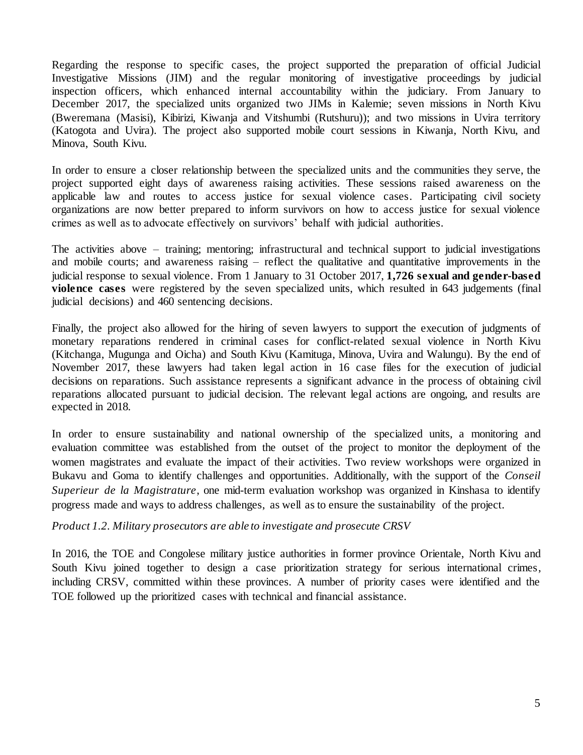Regarding the response to specific cases, the project supported the preparation of official Judicial Investigative Missions (JIM) and the regular monitoring of investigative proceedings by judicial inspection officers, which enhanced internal accountability within the judiciary. From January to December 2017, the specialized units organized two JIMs in Kalemie; seven missions in North Kivu (Bweremana (Masisi), Kibirizi, Kiwanja and Vitshumbi (Rutshuru)); and two missions in Uvira territory (Katogota and Uvira). The project also supported mobile court sessions in Kiwanja, North Kivu, and Minova, South Kivu.

In order to ensure a closer relationship between the specialized units and the communities they serve, the project supported eight days of awareness raising activities. These sessions raised awareness on the applicable law and routes to access justice for sexual violence cases. Participating civil society organizations are now better prepared to inform survivors on how to access justice for sexual violence crimes as well as to advocate effectively on survivors' behalf with judicial authorities.

The activities above – training; mentoring; infrastructural and technical support to judicial investigations and mobile courts; and awareness raising – reflect the qualitative and quantitative improvements in the judicial response to sexual violence. From 1 January to 31 October 2017, **1,726 sexual and gender-based violence cases** were registered by the seven specialized units, which resulted in 643 judgements (final judicial decisions) and 460 sentencing decisions.

Finally, the project also allowed for the hiring of seven lawyers to support the execution of judgments of monetary reparations rendered in criminal cases for conflict-related sexual violence in North Kivu (Kitchanga, Mugunga and Oicha) and South Kivu (Kamituga, Minova, Uvira and Walungu). By the end of November 2017, these lawyers had taken legal action in 16 case files for the execution of judicial decisions on reparations. Such assistance represents a significant advance in the process of obtaining civil reparations allocated pursuant to judicial decision. The relevant legal actions are ongoing, and results are expected in 2018.

In order to ensure sustainability and national ownership of the specialized units, a monitoring and evaluation committee was established from the outset of the project to monitor the deployment of the women magistrates and evaluate the impact of their activities. Two review workshops were organized in Bukavu and Goma to identify challenges and opportunities. Additionally, with the support of the *Conseil Superieur de la Magistrature*, one mid-term evaluation workshop was organized in Kinshasa to identify progress made and ways to address challenges, as well as to ensure the sustainability of the project.

*Product 1.2. Military prosecutors are able to investigate and prosecute CRSV*

In 2016, the TOE and Congolese military justice authorities in former province Orientale, North Kivu and South Kivu joined together to design a case prioritization strategy for serious international crimes, including CRSV, committed within these provinces. A number of priority cases were identified and the TOE followed up the prioritized cases with technical and financial assistance.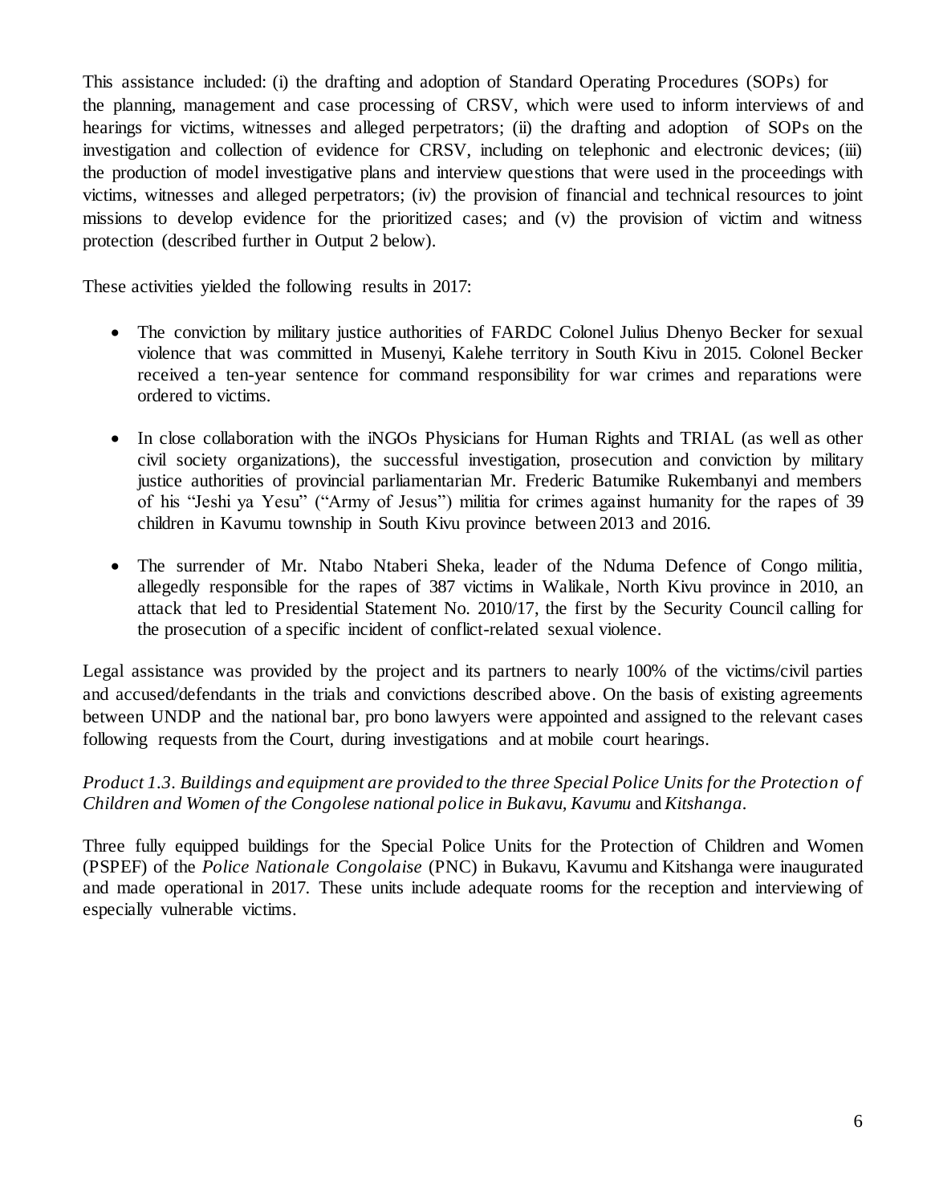This assistance included: (i) the drafting and adoption of Standard Operating Procedures (SOPs) for the planning, management and case processing of CRSV, which were used to inform interviews of and hearings for victims, witnesses and alleged perpetrators; (ii) the drafting and adoption of SOPs on the investigation and collection of evidence for CRSV, including on telephonic and electronic devices; (iii) the production of model investigative plans and interview questions that were used in the proceedings with victims, witnesses and alleged perpetrators; (iv) the provision of financial and technical resources to joint missions to develop evidence for the prioritized cases; and (v) the provision of victim and witness protection (described further in Output 2 below).

These activities yielded the following results in 2017:

- The conviction by military justice authorities of FARDC Colonel Julius Dhenyo Becker for sexual violence that was committed in Musenyi, Kalehe territory in South Kivu in 2015. Colonel Becker received a ten-year sentence for command responsibility for war crimes and reparations were ordered to victims.

- In close collaboration with the iNGOs Physicians for Human Rights and TRIAL (as well as other civil society organizations), the successful investigation, prosecution and conviction by military justice authorities of provincial parliamentarian Mr. Frederic Batumike Rukembanyi and members of his "Jeshi ya Yesu" ("Army of Jesus") militia for crimes against humanity for the rapes of 39 children in Kavumu township in South Kivu province between 2013 and 2016.

- The surrender of Mr. Ntabo Ntaberi Sheka, leader of the Nduma Defence of Congo militia, allegedly responsible for the rapes of 387 victims in Walikale, North Kivu province in 2010, an attack that led to Presidential Statement No. 2010/17, the first by the Security Council calling for the prosecution of a specific incident of conflict-related sexual violence.

Legal assistance was provided by the project and its partners to nearly 100% of the victims/civil parties and accused/defendants in the trials and convictions described above. On the basis of existing agreements between UNDP and the national bar, pro bono lawyers were appointed and assigned to the relevant cases following requests from the Court, during investigations and at mobile court hearings.

*Product 1.3. Buildings and equipment are provided to the three Special Police Units for the Protection of Children and Women of the Congolese national police in Bukavu, Kavumu* and *Kitshanga.*

Three fully equipped buildings for the Special Police Units for the Protection of Children and Women (PSPEF) of the *Police Nationale Congolaise* (PNC) in Bukavu, Kavumu and Kitshanga were inaugurated and made operational in 2017. These units include adequate rooms for the reception and interviewing of especially vulnerable victims.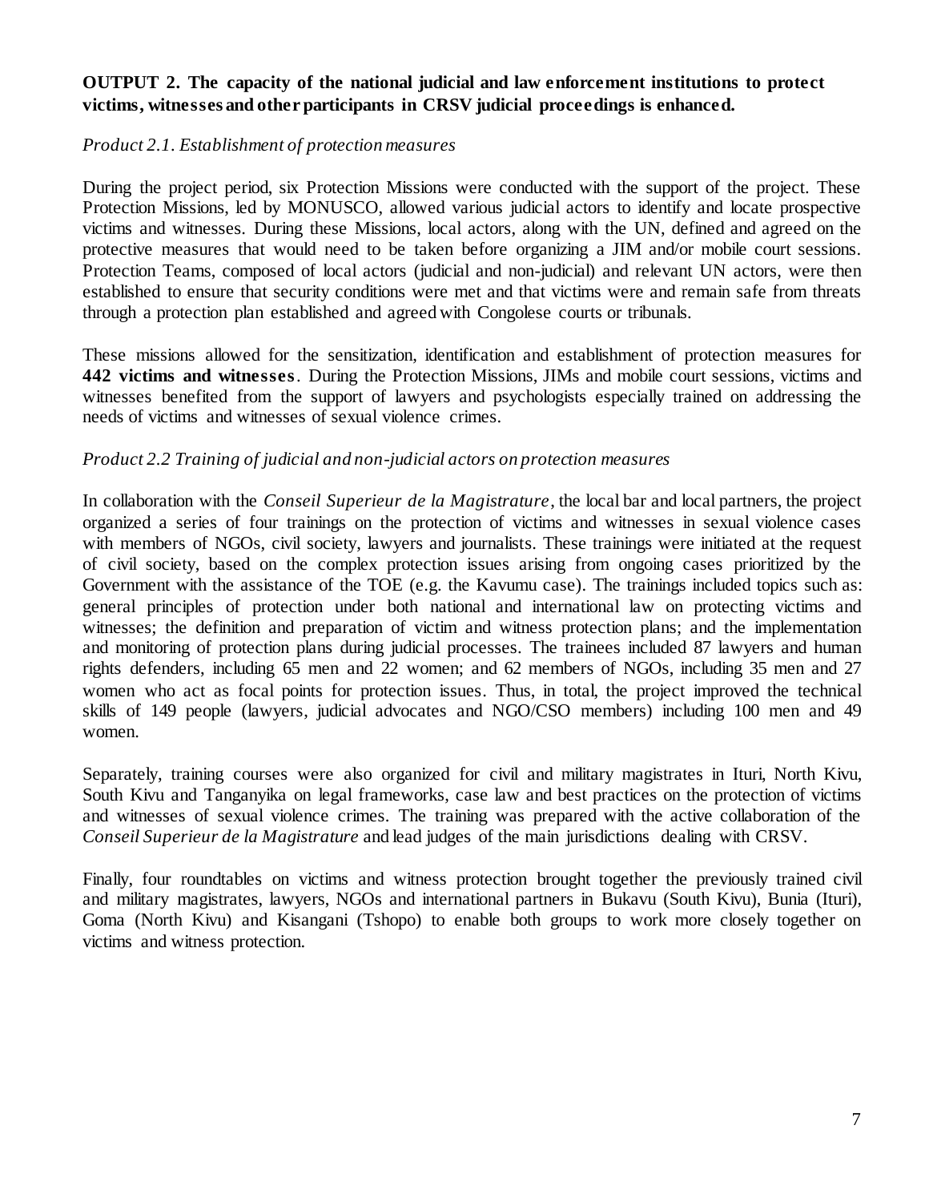**OUTPUT 2. The capacity of the national judicial and law enforcement institutions to protect victims, witnesses and other participants in CRSV judicial proceedings is enhanced.**

*Product 2.1. Establishment of protection measures*

During the project period, six Protection Missions were conducted with the support of the project. These Protection Missions, led by MONUSCO, allowed various judicial actors to identify and locate prospective victims and witnesses. During these Missions, local actors, along with the UN, defined and agreed on the protective measures that would need to be taken before organizing a JIM and/or mobile court sessions. Protection Teams, composed of local actors (judicial and non-judicial) and relevant UN actors, were then established to ensure that security conditions were met and that victims were and remain safe from threats through a protection plan established and agreed with Congolese courts or tribunals.

These missions allowed for the sensitization, identification and establishment of protection measures for **442 victims and witnesses**. During the Protection Missions, JIMs and mobile court sessions, victims and witnesses benefited from the support of lawyers and psychologists especially trained on addressing the needs of victims and witnesses of sexual violence crimes.

*Product 2.2 Training of judicial and non-judicial actors on protection measures*

In collaboration with the *Conseil Superieur de la Magistrature*, the local bar and local partners, the project organized a series of four trainings on the protection of victims and witnesses in sexual violence cases with members of NGOs, civil society, lawyers and journalists. These trainings were initiated at the request of civil society, based on the complex protection issues arising from ongoing cases prioritized by the Government with the assistance of the TOE (e.g. the Kavumu case). The trainings included topics such as: general principles of protection under both national and international law on protecting victims and witnesses; the definition and preparation of victim and witness protection plans; and the implementation and monitoring of protection plans during judicial processes. The trainees included 87 lawyers and human rights defenders, including 65 men and 22 women; and 62 members of NGOs, including 35 men and 27 women who act as focal points for protection issues. Thus, in total, the project improved the technical skills of 149 people (lawyers, judicial advocates and NGO/CSO members) including 100 men and 49 women.

Separately, training courses were also organized for civil and military magistrates in Ituri, North Kivu, South Kivu and Tanganyika on legal frameworks, case law and best practices on the protection of victims and witnesses of sexual violence crimes. The training was prepared with the active collaboration of the *Conseil Superieur de la Magistrature* and lead judges of the main jurisdictions dealing with CRSV.

Finally, four roundtables on victims and witness protection brought together the previously trained civil and military magistrates, lawyers, NGOs and international partners in Bukavu (South Kivu), Bunia (Ituri), Goma (North Kivu) and Kisangani (Tshopo) to enable both groups to work more closely together on victims and witness protection.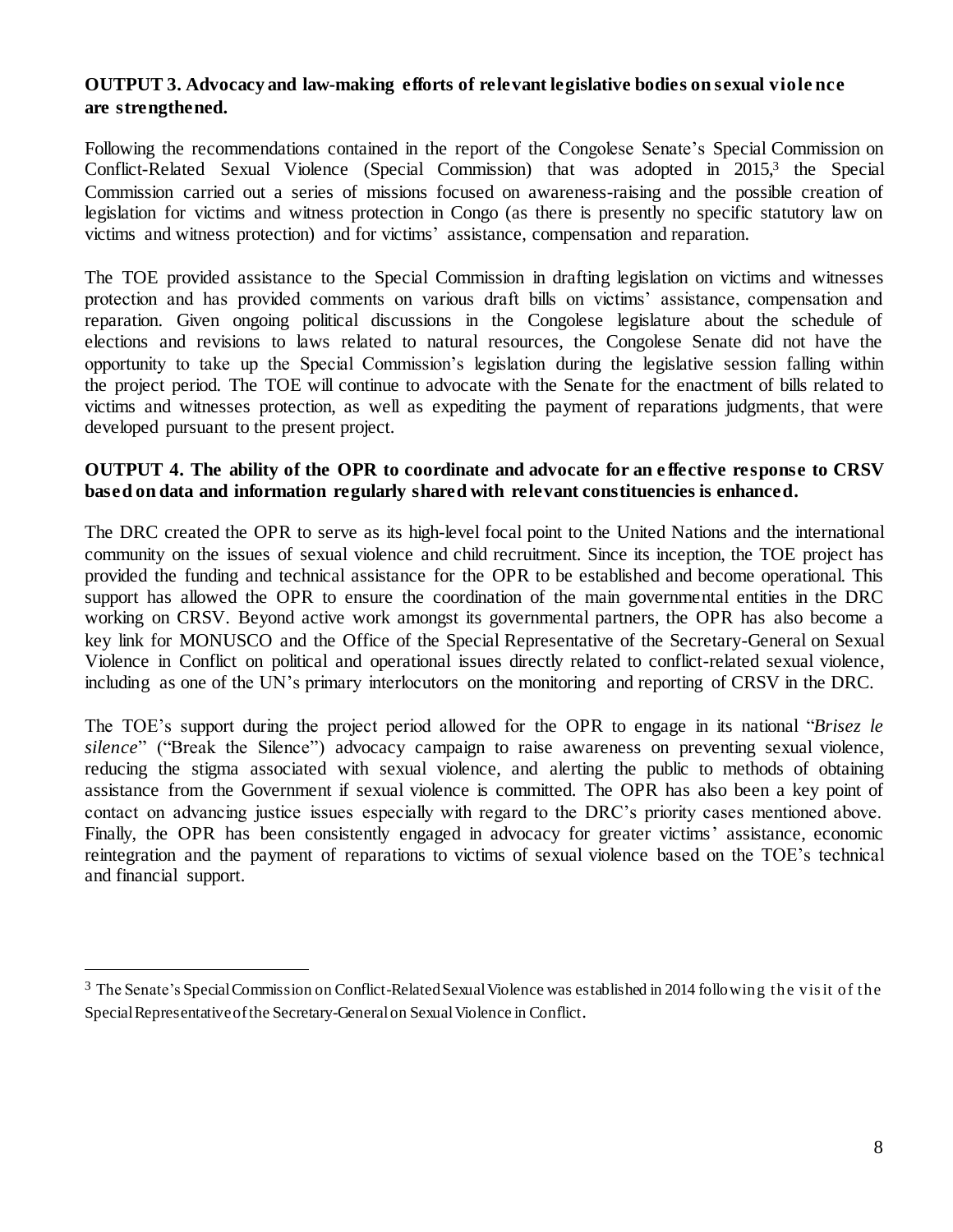**OUTPUT 3. Advocacy and law-making efforts of relevant legislative bodies on sexual violence are strengthened.**

Following the recommendations contained in the report of the Congolese Senate's Special Commission on Conflict-Related Sexual Violence (Special Commission) that was adopted in 2015,[3] the Special Commission carried out a series of missions focused on awareness-raising and the possible creation of legislation for victims and witness protection in Congo (as there is presently no specific statutory law on victims and witness protection) and for victims' assistance, compensation and reparation.

The TOE provided assistance to the Special Commission in drafting legislation on victims and witnesses protection and has provided comments on various draft bills on victims' assistance, compensation and reparation. Given ongoing political discussions in the Congolese legislature about the schedule of elections and revisions to laws related to natural resources, the Congolese Senate did not have the opportunity to take up the Special Commission's legislation during the legislative session falling within the project period. The TOE will continue to advocate with the Senate for the enactment of bills related to victims and witnesses protection, as well as expediting the payment of reparations judgments, that were developed pursuant to the present project.

**OUTPUT 4. The ability of the OPR to coordinate and advocate for an effective response to CRSV based on data and information regularly shared with relevant constituencies is enhanced.**

The DRC created the OPR to serve as its high-level focal point to the United Nations and the international community on the issues of sexual violence and child recruitment. Since its inception, the TOE project has provided the funding and technical assistance for the OPR to be established and become operational. This support has allowed the OPR to ensure the coordination of the main governmental entities in the DRC working on CRSV. Beyond active work amongst its governmental partners, the OPR has also become a key link for MONUSCO and the Office of the Special Representative of the Secretary-General on Sexual Violence in Conflict on political and operational issues directly related to conflict-related sexual violence, including as one of the UN's primary interlocutors on the monitoring and reporting of CRSV in the DRC.

The TOE's support during the project period allowed for the OPR to engage in its national "*Brisez le silence*" ("Break the Silence") advocacy campaign to raise awareness on preventing sexual violence, reducing the stigma associated with sexual violence, and alerting the public to methods of obtaining assistance from the Government if sexual violence is committed. The OPR has also been a key point of contact on advancing justice issues especially with regard to the DRC's priority cases mentioned above. Finally, the OPR has been consistently engaged in advocacy for greater victims' assistance, economic reintegration and the payment of reparations to victims of sexual violence based on the TOE's technical and financial support.

---

[3] The Senate's Special Commission on Conflict-Related Sexual Violence was established in 2014 following the visit of the Special Representative of the Secretary-General on Sexual Violence in Conflict.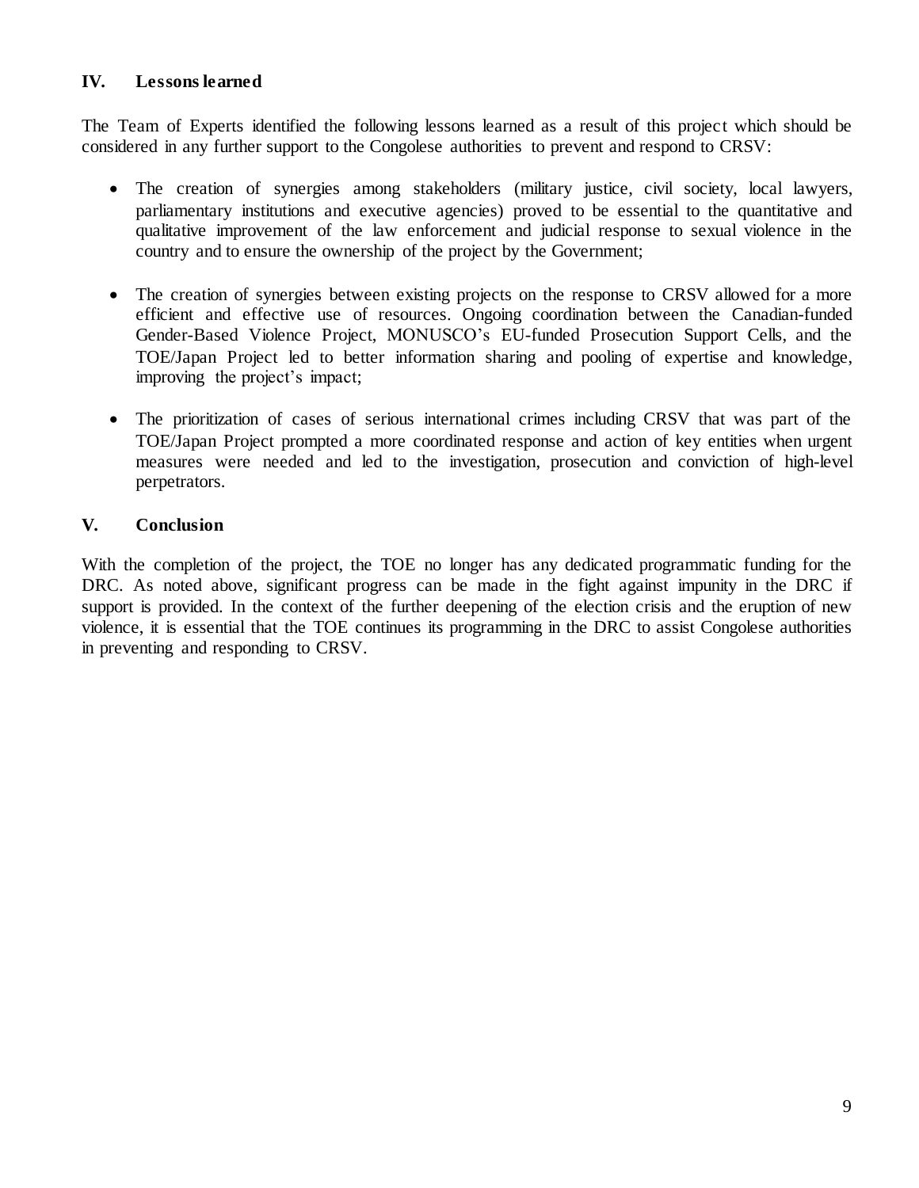## IV. Lessons learned

The Team of Experts identified the following lessons learned as a result of this project which should be considered in any further support to the Congolese authorities to prevent and respond to CRSV:

- The creation of synergies among stakeholders (military justice, civil society, local lawyers, parliamentary institutions and executive agencies) proved to be essential to the quantitative and qualitative improvement of the law enforcement and judicial response to sexual violence in the country and to ensure the ownership of the project by the Government;

- The creation of synergies between existing projects on the response to CRSV allowed for a more efficient and effective use of resources. Ongoing coordination between the Canadian-funded Gender-Based Violence Project, MONUSCO's EU-funded Prosecution Support Cells, and the TOE/Japan Project led to better information sharing and pooling of expertise and knowledge, improving the project's impact;

- The prioritization of cases of serious international crimes including CRSV that was part of the TOE/Japan Project prompted a more coordinated response and action of key entities when urgent measures were needed and led to the investigation, prosecution and conviction of high-level perpetrators.

## V. Conclusion

With the completion of the project, the TOE no longer has any dedicated programmatic funding for the DRC. As noted above, significant progress can be made in the fight against impunity in the DRC if support is provided. In the context of the further deepening of the election crisis and the eruption of new violence, it is essential that the TOE continues its programming in the DRC to assist Congolese authorities in preventing and responding to CRSV.